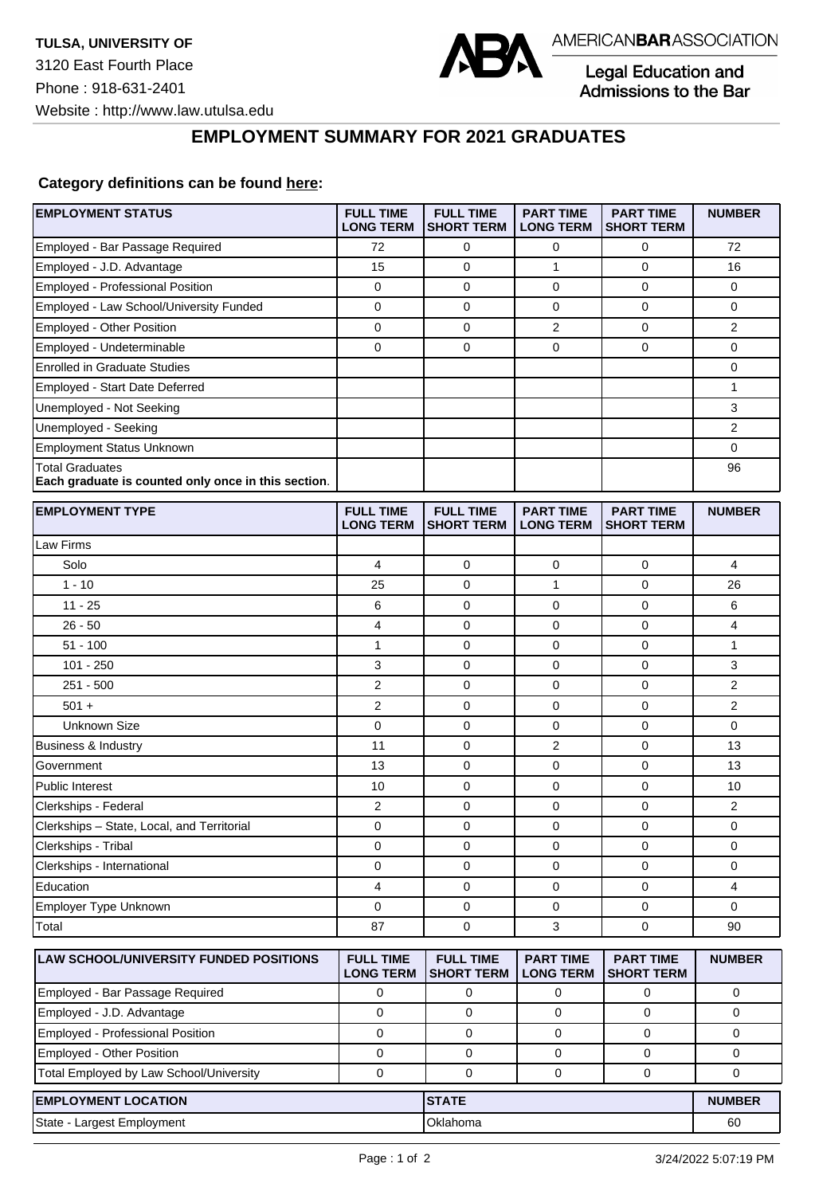**TULSA, UNIVERSITY OF**
3120 East Fourth Place
Phone : 918-631-2401
Website : http://www.law.utulsa.edu

AMERICAN**BAR**ASSOCIATION
Legal Education and Admissions to the Bar

## EMPLOYMENT SUMMARY FOR 2021 GRADUATES

**Category definitions can be found here:**

| EMPLOYMENT STATUS | FULL TIME LONG TERM | FULL TIME SHORT TERM | PART TIME LONG TERM | PART TIME SHORT TERM | NUMBER |
|---|---|---|---|---|---|
| Employed - Bar Passage Required | 72 | 0 | 0 | 0 | 72 |
| Employed - J.D. Advantage | 15 | 0 | 1 | 0 | 16 |
| Employed - Professional Position | 0 | 0 | 0 | 0 | 0 |
| Employed - Law School/University Funded | 0 | 0 | 0 | 0 | 0 |
| Employed - Other Position | 0 | 0 | 2 | 0 | 2 |
| Employed - Undeterminable | 0 | 0 | 0 | 0 | 0 |
| Enrolled in Graduate Studies | | | | | 0 |
| Employed - Start Date Deferred | | | | | 1 |
| Unemployed - Not Seeking | | | | | 3 |
| Unemployed - Seeking | | | | | 2 |
| Employment Status Unknown | | | | | 0 |
| Total Graduates **Each graduate is counted only once in this section**. | | | | | 96 |

| EMPLOYMENT TYPE | FULL TIME LONG TERM | FULL TIME SHORT TERM | PART TIME LONG TERM | PART TIME SHORT TERM | NUMBER |
|---|---|---|---|---|---|
| Law Firms | | | | | |
| Solo | 4 | 0 | 0 | 0 | 4 |
| 1 - 10 | 25 | 0 | 1 | 0 | 26 |
| 11 - 25 | 6 | 0 | 0 | 0 | 6 |
| 26 - 50 | 4 | 0 | 0 | 0 | 4 |
| 51 - 100 | 1 | 0 | 0 | 0 | 1 |
| 101 - 250 | 3 | 0 | 0 | 0 | 3 |
| 251 - 500 | 2 | 0 | 0 | 0 | 2 |
| 501 + | 2 | 0 | 0 | 0 | 2 |
| Unknown Size | 0 | 0 | 0 | 0 | 0 |
| Business & Industry | 11 | 0 | 2 | 0 | 13 |
| Government | 13 | 0 | 0 | 0 | 13 |
| Public Interest | 10 | 0 | 0 | 0 | 10 |
| Clerkships - Federal | 2 | 0 | 0 | 0 | 2 |
| Clerkships – State, Local, and Territorial | 0 | 0 | 0 | 0 | 0 |
| Clerkships - Tribal | 0 | 0 | 0 | 0 | 0 |
| Clerkships - International | 0 | 0 | 0 | 0 | 0 |
| Education | 4 | 0 | 0 | 0 | 4 |
| Employer Type Unknown | 0 | 0 | 0 | 0 | 0 |
| Total | 87 | 0 | 3 | 0 | 90 |

| LAW SCHOOL/UNIVERSITY FUNDED POSITIONS | FULL TIME LONG TERM | FULL TIME SHORT TERM | PART TIME LONG TERM | PART TIME SHORT TERM | NUMBER |
|---|---|---|---|---|---|
| Employed - Bar Passage Required | 0 | 0 | 0 | 0 | 0 |
| Employed - J.D. Advantage | 0 | 0 | 0 | 0 | 0 |
| Employed - Professional Position | 0 | 0 | 0 | 0 | 0 |
| Employed - Other Position | 0 | 0 | 0 | 0 | 0 |
| Total Employed by Law School/University | 0 | 0 | 0 | 0 | 0 |

| EMPLOYMENT LOCATION | STATE | NUMBER |
|---|---|---|
| State - Largest Employment | Oklahoma | 60 |

3/24/2022 5:07:19 PM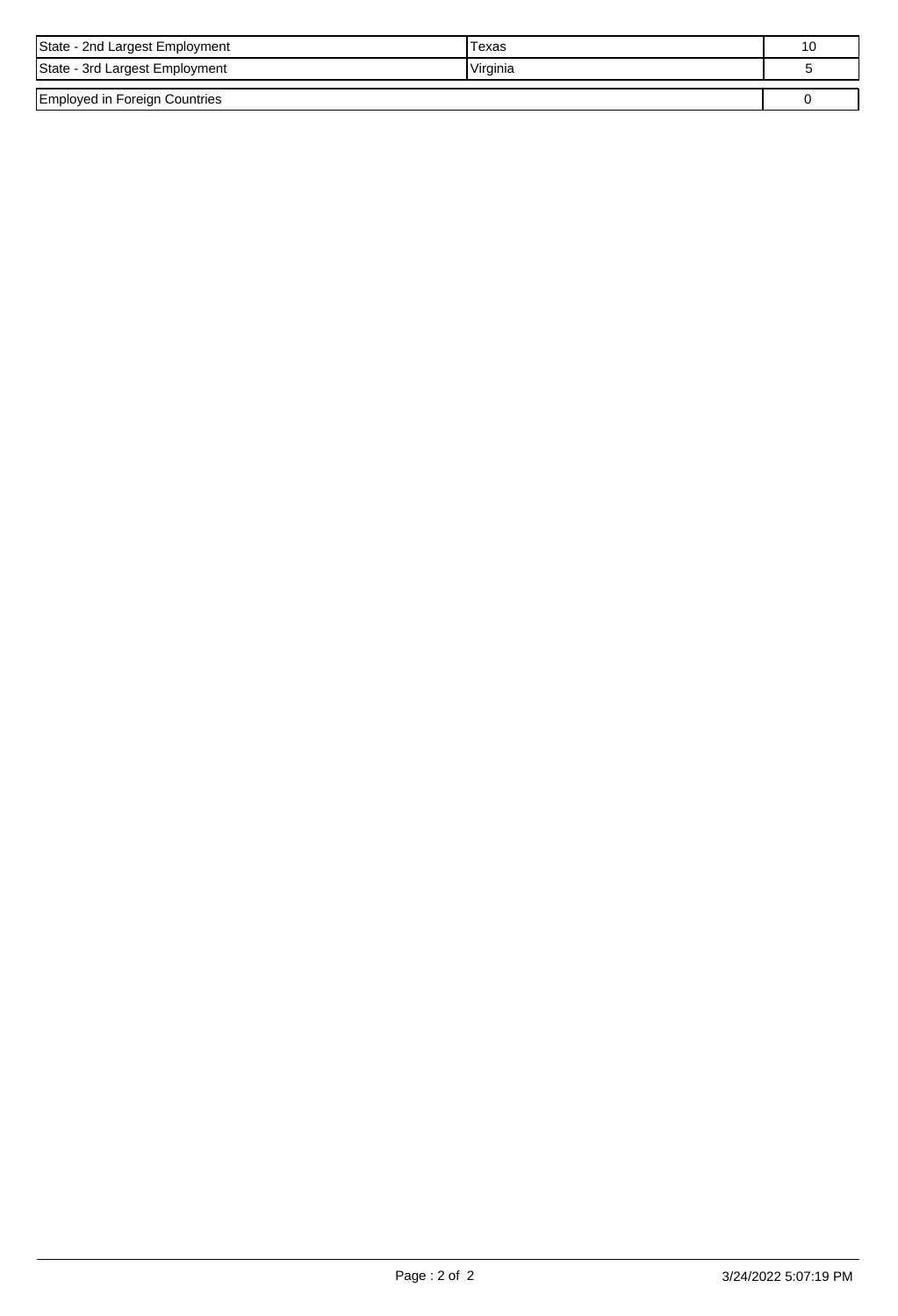| | | |
|---|---|---|
| State - 2nd Largest Employment | Texas | 10 |
| State - 3rd Largest Employment | Virginia | 5 |

| | |
|---|---|
| Employed in Foreign Countries | 0 |